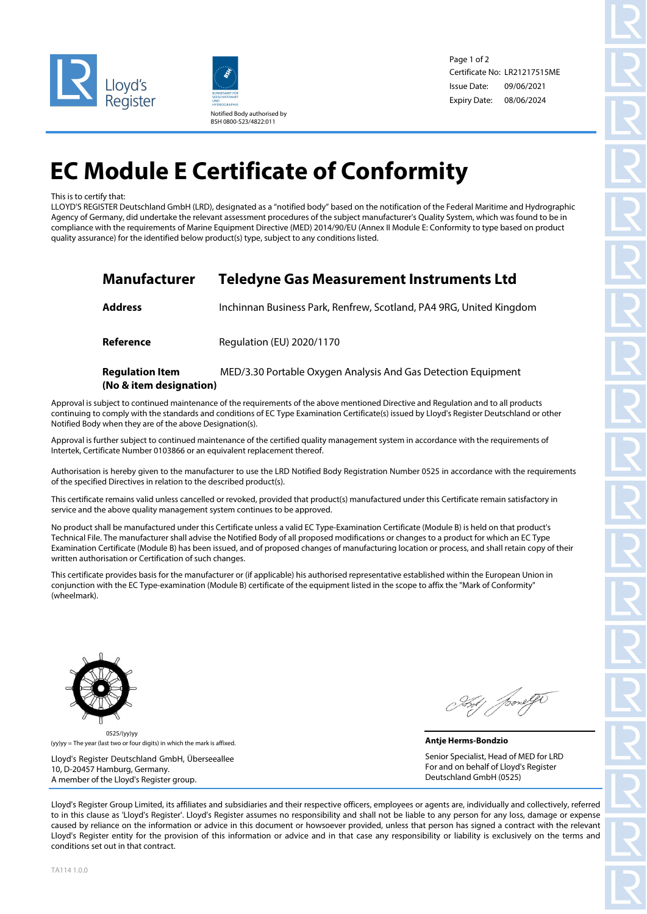Lloyd's Register

Notified Body authorised by BSH 0800-S23/4822:011

Certificate No: LR21217515ME
Issue Date: 09/06/2021
Expiry Date: 08/06/2024

# EC Module E Certificate of Conformity

This is to certify that:
LLOYD'S REGISTER Deutschland GmbH (LRD), designated as a "notified body" based on the notification of the Federal Maritime and Hydrographic Agency of Germany, did undertake the relevant assessment procedures of the subject manufacturer's Quality System, which was found to be in compliance with the requirements of Marine Equipment Directive (MED) 2014/90/EU (Annex II Module E: Conformity to type based on product quality assurance) for the identified below product(s) type, subject to any conditions listed.

| | |
|---|---|
| **Manufacturer** | **Teledyne Gas Measurement Instruments Ltd** |
| **Address** | Inchinnan Business Park, Renfrew, Scotland, PA4 9RG, United Kingdom |
| **Reference** | Regulation (EU) 2020/1170 |
| **Regulation Item (No & item designation)** | MED/3.30 Portable Oxygen Analysis And Gas Detection Equipment |

Approval is subject to continued maintenance of the requirements of the above mentioned Directive and Regulation and to all products continuing to comply with the standards and conditions of EC Type Examination Certificate(s) issued by Lloyd's Register Deutschland or other Notified Body when they are of the above Designation(s).

Approval is further subject to continued maintenance of the certified quality management system in accordance with the requirements of Intertek, Certificate Number 0103866 or an equivalent replacement thereof.

Authorisation is hereby given to the manufacturer to use the LRD Notified Body Registration Number 0525 in accordance with the requirements of the specified Directives in relation to the described product(s).

This certificate remains valid unless cancelled or revoked, provided that product(s) manufactured under this Certificate remain satisfactory in service and the above quality management system continues to be approved.

No product shall be manufactured under this Certificate unless a valid EC Type-Examination Certificate (Module B) is held on that product's Technical File. The manufacturer shall advise the Notified Body of all proposed modifications or changes to a product for which an EC Type Examination Certificate (Module B) has been issued, and of proposed changes of manufacturing location or process, and shall retain copy of their written authorisation or Certification of such changes.

This certificate provides basis for the manufacturer or (if applicable) his authorised representative established within the European Union in conjunction with the EC Type-examination (Module B) certificate of the equipment listed in the scope to affix the "Mark of Conformity" (wheelmark).

0525/(yy)yy
(yy)yy = The year (last two or four digits) in which the mark is affixed.

Lloyd's Register Deutschland GmbH, Überseeallee 10, D-20457 Hamburg, Germany.
A member of the Lloyd's Register group.

**Antje Herms-Bondzio**
Senior Specialist, Head of MED for LRD
For and on behalf of Lloyd's Register Deutschland GmbH (0525)

Lloyd's Register Group Limited, its affiliates and subsidiaries and their respective officers, employees or agents are, individually and collectively, referred to in this clause as 'Lloyd's Register'. Lloyd's Register assumes no responsibility and shall not be liable to any person for any loss, damage or expense caused by reliance on the information or advice in this document or howsoever provided, unless that person has signed a contract with the relevant Lloyd's Register entity for the provision of this information or advice and in that case any responsibility or liability is exclusively on the terms and conditions set out in that contract.

TA114 1.0.0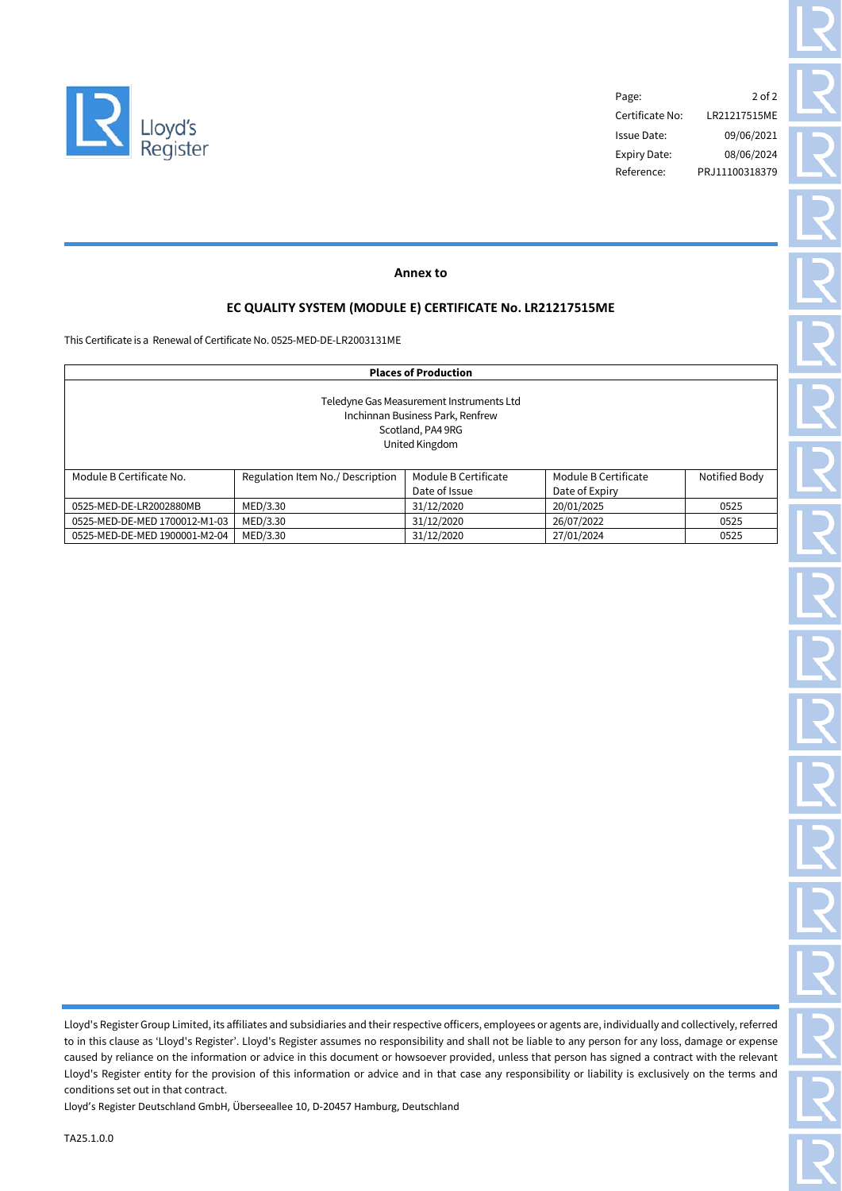| | |
|---|---|
| Page: | 2 of 2 |
| Certificate No: | LR21217515ME |
| Issue Date: | 09/06/2021 |
| Expiry Date: | 08/06/2024 |
| Reference: | PRJ11100318379 |

**Annex to**

## EC QUALITY SYSTEM (MODULE E) CERTIFICATE No. LR21217515ME

This Certificate is a Renewal of Certificate No. 0525-MED-DE-LR2003131ME

**Places of Production**

Teledyne Gas Measurement Instruments Ltd
Inchinnan Business Park, Renfrew
Scotland, PA4 9RG
United Kingdom

| Module B Certificate No. | Regulation Item No./ Description | Module B Certificate Date of Issue | Module B Certificate Date of Expiry | Notified Body |
|---|---|---|---|---|
| 0525-MED-DE-LR2002880MB | MED/3.30 | 31/12/2020 | 20/01/2025 | 0525 |
| 0525-MED-DE-MED 1700012-M1-03 | MED/3.30 | 31/12/2020 | 26/07/2022 | 0525 |
| 0525-MED-DE-MED 1900001-M2-04 | MED/3.30 | 31/12/2020 | 27/01/2024 | 0525 |

Lloyd's Register Group Limited, its affiliates and subsidiaries and their respective officers, employees or agents are, individually and collectively, referred to in this clause as 'Lloyd's Register'. Lloyd's Register assumes no responsibility and shall not be liable to any person for any loss, damage or expense caused by reliance on the information or advice in this document or howsoever provided, unless that person has signed a contract with the relevant Lloyd's Register entity for the provision of this information or advice and in that case any responsibility or liability is exclusively on the terms and conditions set out in that contract.

Lloyd's Register Deutschland GmbH, Überseeallee 10, D-20457 Hamburg, Deutschland

TA25.1.0.0